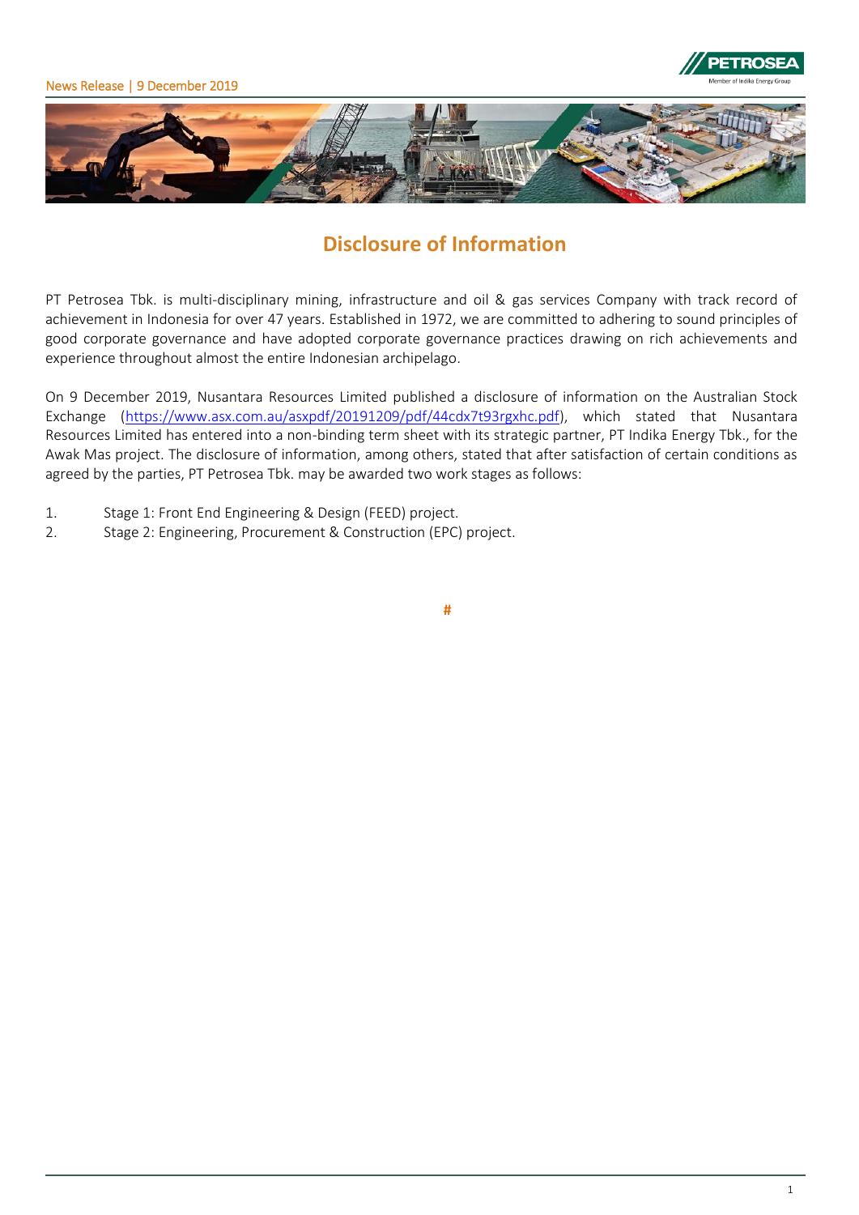News Release | 9 December 2019

# Disclosure of Information

PT Petrosea Tbk. is multi-disciplinary mining, infrastructure and oil & gas services Company with track record of achievement in Indonesia for over 47 years. Established in 1972, we are committed to adhering to sound principles of good corporate governance and have adopted corporate governance practices drawing on rich achievements and experience throughout almost the entire Indonesian archipelago.

On 9 December 2019, Nusantara Resources Limited published a disclosure of information on the Australian Stock Exchange (https://www.asx.com.au/asxpdf/20191209/pdf/44cdx7t93rgxhc.pdf), which stated that Nusantara Resources Limited has entered into a non-binding term sheet with its strategic partner, PT Indika Energy Tbk., for the Awak Mas project. The disclosure of information, among others, stated that after satisfaction of certain conditions as agreed by the parties, PT Petrosea Tbk. may be awarded two work stages as follows:

1. Stage 1: Front End Engineering & Design (FEED) project.
2. Stage 2: Engineering, Procurement & Construction (EPC) project.

#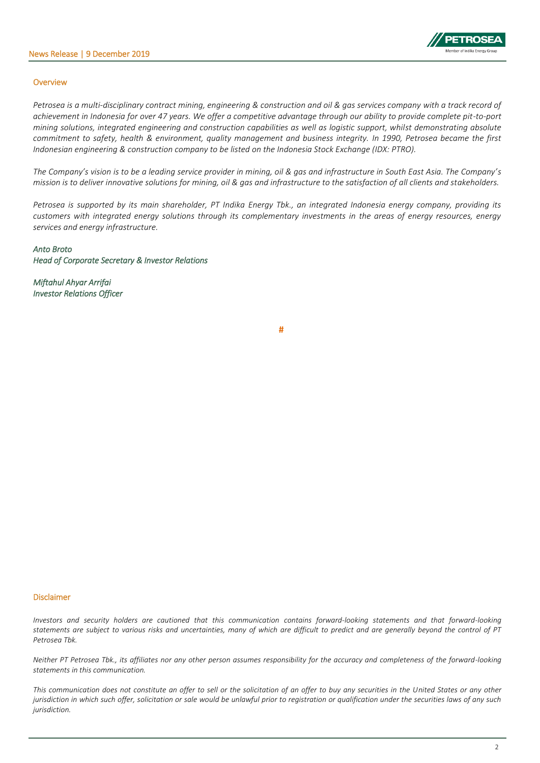## Overview

*Petrosea is a multi-disciplinary contract mining, engineering & construction and oil & gas services company with a track record of achievement in Indonesia for over 47 years. We offer a competitive advantage through our ability to provide complete pit-to-port mining solutions, integrated engineering and construction capabilities as well as logistic support, whilst demonstrating absolute commitment to safety, health & environment, quality management and business integrity. In 1990, Petrosea became the first Indonesian engineering & construction company to be listed on the Indonesia Stock Exchange (IDX: PTRO).*

*The Company's vision is to be a leading service provider in mining, oil & gas and infrastructure in South East Asia. The Company's mission is to deliver innovative solutions for mining, oil & gas and infrastructure to the satisfaction of all clients and stakeholders.*

*Petrosea is supported by its main shareholder, PT Indika Energy Tbk., an integrated Indonesia energy company, providing its customers with integrated energy solutions through its complementary investments in the areas of energy resources, energy services and energy infrastructure.*

*Anto Broto*
*Head of Corporate Secretary & Investor Relations*

*Miftahul Ahyar Arrifai*
*Investor Relations Officer*

#

## Disclaimer

*Investors and security holders are cautioned that this communication contains forward-looking statements and that forward-looking statements are subject to various risks and uncertainties, many of which are difficult to predict and are generally beyond the control of PT Petrosea Tbk.*

*Neither PT Petrosea Tbk., its affiliates nor any other person assumes responsibility for the accuracy and completeness of the forward-looking statements in this communication.*

*This communication does not constitute an offer to sell or the solicitation of an offer to buy any securities in the United States or any other jurisdiction in which such offer, solicitation or sale would be unlawful prior to registration or qualification under the securities laws of any such jurisdiction.*